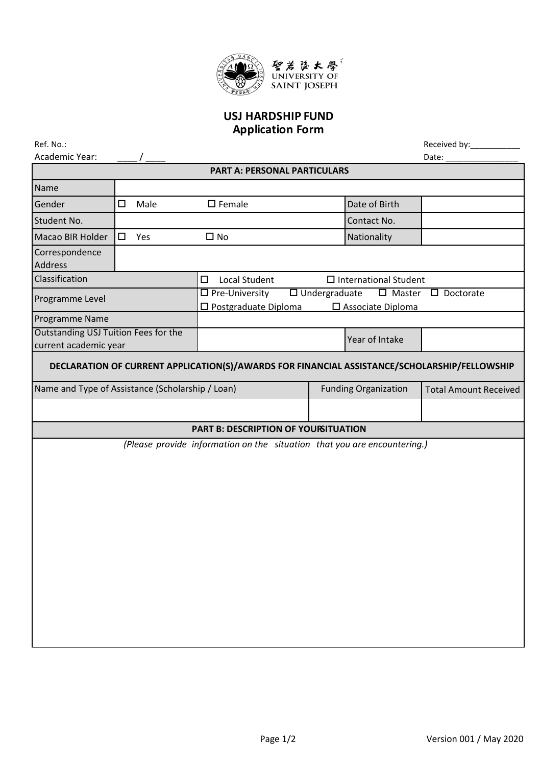聖若瑟大學
UNIVERSITY OF SAINT JOSEPH

# USJ HARDSHIP FUND
## Application Form

Ref. No.: Received by:___________

Academic Year: ____ / ____ Date: _______________

| PART A: PERSONAL PARTICULARS | | | |
|---|---|---|---|
| Name | | | |
| Gender | ☐ Male ☐ Female | Date of Birth | |
| Student No. | | Contact No. | |
| Macao BIR Holder | ☐ Yes ☐ No | Nationality | |
| Correspondence Address | | | |
| Classification | ☐ Local Student ☐ International Student | | |
| Programme Level | ☐ Pre-University ☐ Undergraduate ☐ Master ☐ Doctorate ☐ Postgraduate Diploma ☐ Associate Diploma | | |
| Programme Name | | | |
| Outstanding USJ Tuition Fees for the current academic year | | Year of Intake | |

| DECLARATION OF CURRENT APPLICATION(S)/AWARDS FOR FINANCIAL ASSISTANCE/SCHOLARSHIP/FELLOWSHIP | | |
|---|---|---|
| Name and Type of Assistance (Scholarship / Loan) | Funding Organization | Total Amount Received |
| | | |

| PART B: DESCRIPTION OF YOURSITUATION |
|---|
| *(Please provide information on the situation that you are encountering.)* |
| |

Version 001 / May 2020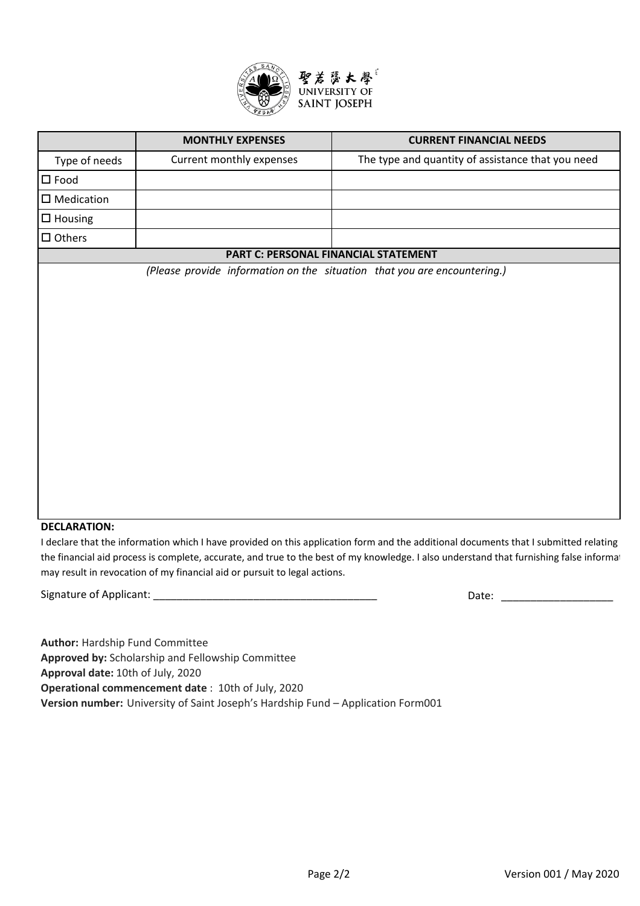聖若瑟大學
UNIVERSITY OF SAINT JOSEPH

| | MONTHLY EXPENSES | CURRENT FINANCIAL NEEDS |
|---|---|---|
| Type of needs | Current monthly expenses | The type and quantity of assistance that you need |
| ☐ Food | | |
| ☐ Medication | | |
| ☐ Housing | | |
| ☐ Others | | |

**PART C: PERSONAL FINANCIAL STATEMENT**

*(Please provide information on the situation that you are encountering.)*

**DECLARATION:**

I declare that the information which I have provided on this application form and the additional documents that I submitted relating the financial aid process is complete, accurate, and true to the best of my knowledge. I also understand that furnishing false informat may result in revocation of my financial aid or pursuit to legal actions.

Signature of Applicant: ______________________________________ Date: ___________________

**Author:** Hardship Fund Committee
**Approved by:** Scholarship and Fellowship Committee
**Approval date:** 10th of July, 2020
**Operational commencement date** : 10th of July, 2020
**Version number:** University of Saint Joseph's Hardship Fund – Application Form001

Version 001 / May 2020